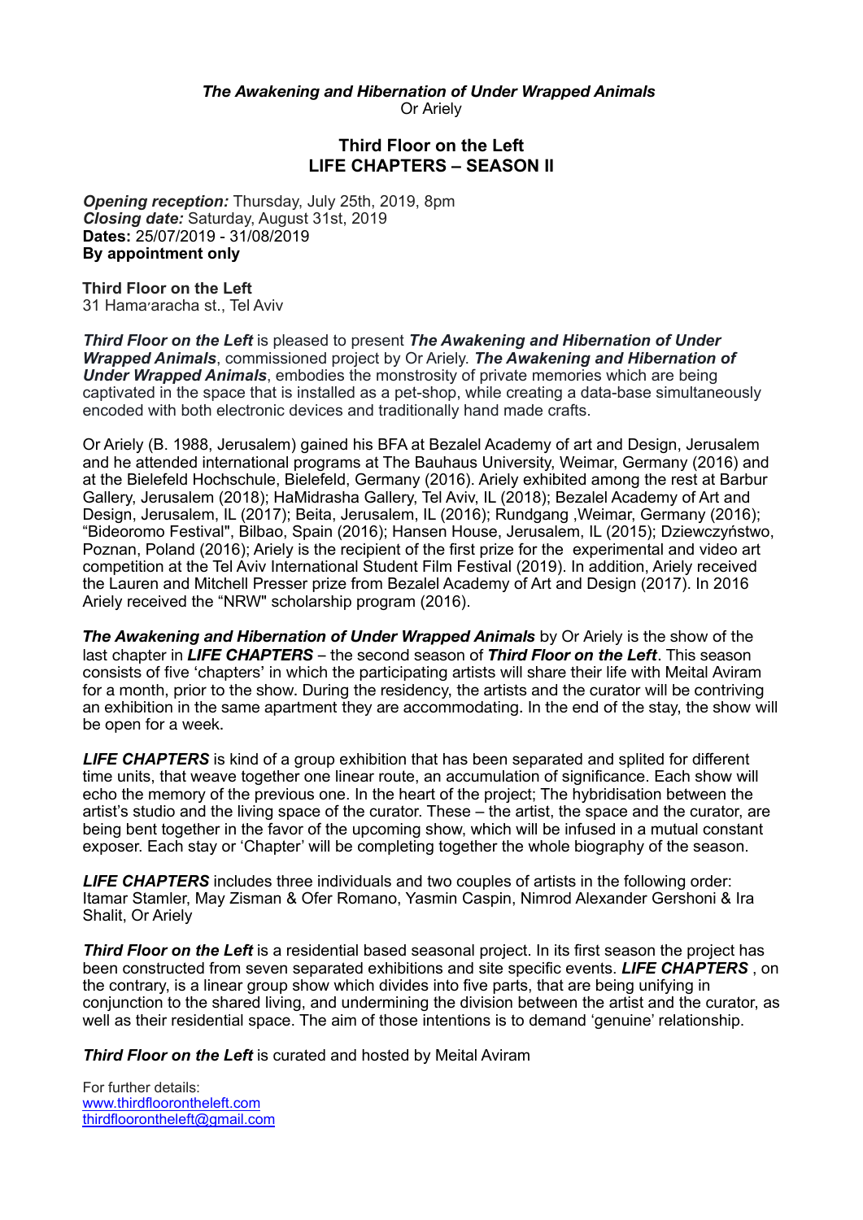***The Awakening and Hibernation of Under Wrapped Animals***
Or Ariely

## Third Floor on the Left
## LIFE CHAPTERS – SEASON II

***Opening reception:*** Thursday, July 25th, 2019, 8pm
***Closing date:*** Saturday, August 31st, 2019
**Dates:** 25/07/2019 - 31/08/2019
**By appointment only**

**Third Floor on the Left**
31 Hamaʼaracha st., Tel Aviv

***Third Floor on the Left*** is pleased to present ***The Awakening and Hibernation of Under Wrapped Animals***, commissioned project by Or Ariely. ***The Awakening and Hibernation of Under Wrapped Animals***, embodies the monstrosity of private memories which are being captivated in the space that is installed as a pet-shop, while creating a data-base simultaneously encoded with both electronic devices and traditionally hand made crafts.

Or Ariely (B. 1988, Jerusalem) gained his BFA at Bezalel Academy of art and Design, Jerusalem and he attended international programs at The Bauhaus University, Weimar, Germany (2016) and at the Bielefeld Hochschule, Bielefeld, Germany (2016). Ariely exhibited among the rest at Barbur Gallery, Jerusalem (2018); HaMidrasha Gallery, Tel Aviv, IL (2018); Bezalel Academy of Art and Design, Jerusalem, IL (2017); Beita, Jerusalem, IL (2016); Rundgang ,Weimar, Germany (2016); "Bideoromo Festival", Bilbao, Spain (2016); Hansen House, Jerusalem, IL (2015); Dziewczyństwo, Poznan, Poland (2016); Ariely is the recipient of the first prize for the experimental and video art competition at the Tel Aviv International Student Film Festival (2019). In addition, Ariely received the Lauren and Mitchell Presser prize from Bezalel Academy of Art and Design (2017). In 2016 Ariely received the "NRW" scholarship program (2016).

***The Awakening and Hibernation of Under Wrapped Animals*** by Or Ariely is the show of the last chapter in ***LIFE CHAPTERS*** – the second season of ***Third Floor on the Left***. This season consists of five 'chapters' in which the participating artists will share their life with Meital Aviram for a month, prior to the show. During the residency, the artists and the curator will be contriving an exhibition in the same apartment they are accommodating. In the end of the stay, the show will be open for a week.

***LIFE CHAPTERS*** is kind of a group exhibition that has been separated and splited for different time units, that weave together one linear route, an accumulation of significance. Each show will echo the memory of the previous one. In the heart of the project; The hybridisation between the artist's studio and the living space of the curator. These – the artist, the space and the curator, are being bent together in the favor of the upcoming show, which will be infused in a mutual constant exposer. Each stay or 'Chapter' will be completing together the whole biography of the season.

***LIFE CHAPTERS*** includes three individuals and two couples of artists in the following order: Itamar Stamler, May Zisman & Ofer Romano, Yasmin Caspin, Nimrod Alexander Gershoni & Ira Shalit, Or Ariely

***Third Floor on the Left*** is a residential based seasonal project. In its first season the project has been constructed from seven separated exhibitions and site specific events. ***LIFE CHAPTERS*** , on the contrary, is a linear group show which divides into five parts, that are being unifying in conjunction to the shared living, and undermining the division between the artist and the curator, as well as their residential space. The aim of those intentions is to demand 'genuine' relationship.

***Third Floor on the Left*** is curated and hosted by Meital Aviram

For further details:
www.thirdfloorontheleft.com
thirdfloorontheleft@gmail.com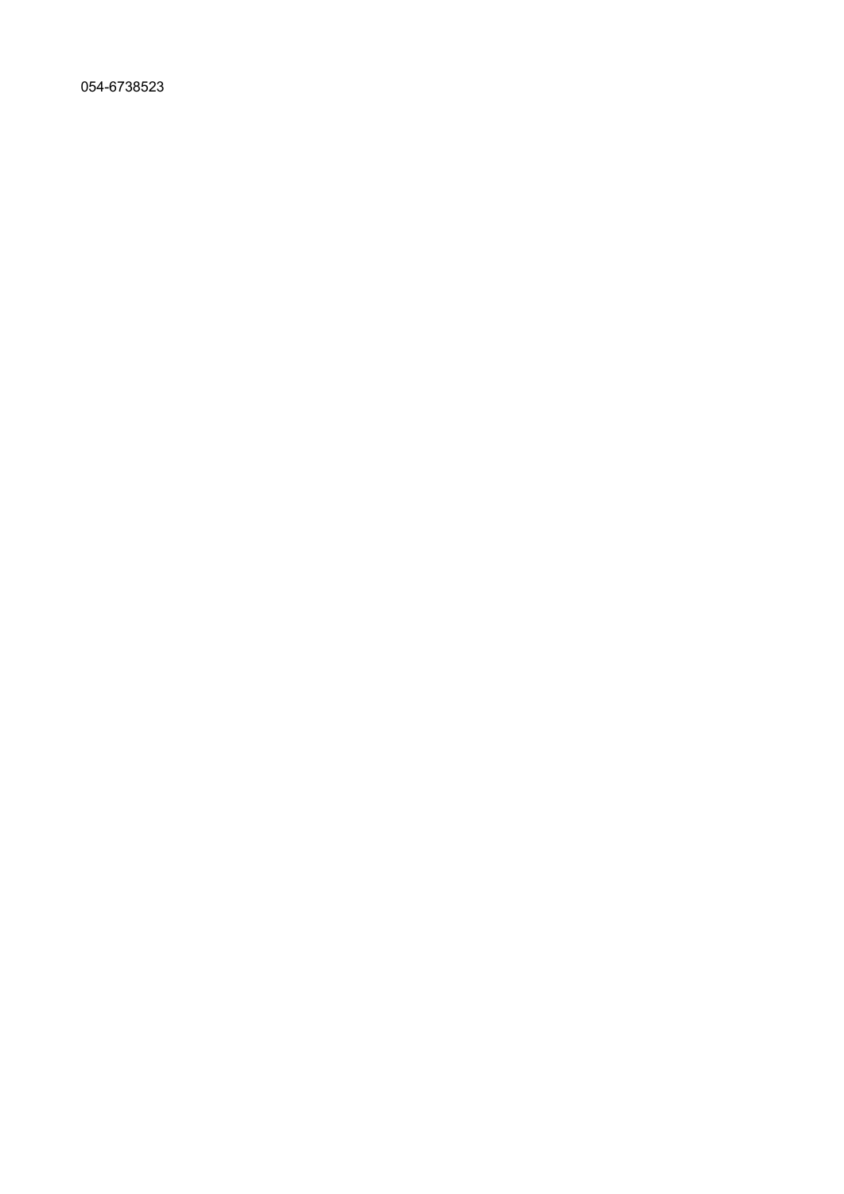054-6738523